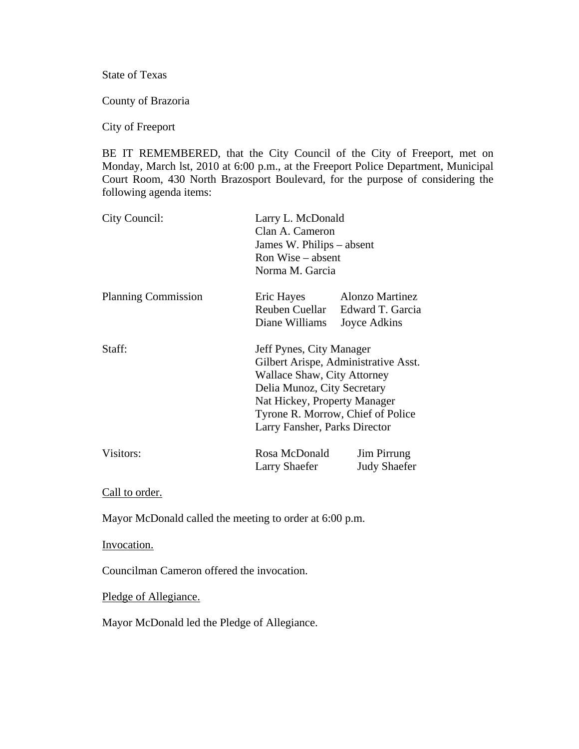State of Texas

County of Brazoria

City of Freeport

BE IT REMEMBERED, that the City Council of the City of Freeport, met on Monday, March lst, 2010 at 6:00 p.m., at the Freeport Police Department, Municipal Court Room, 430 North Brazosport Boulevard, for the purpose of considering the following agenda items:

| | | |
|---|---|---|
| City Council: | Larry L. McDonald | |
| | Clan A. Cameron | |
| | James W. Philips – absent | |
| | Ron Wise – absent | |
| | Norma M. Garcia | |
| Planning Commission | Eric Hayes | Alonzo Martinez |
| | Reuben Cuellar | Edward T. Garcia |
| | Diane Williams | Joyce Adkins |
| Staff: | Jeff Pynes, City Manager | |
| | Gilbert Arispe, Administrative Asst. | |
| | Wallace Shaw, City Attorney | |
| | Delia Munoz, City Secretary | |
| | Nat Hickey, Property Manager | |
| | Tyrone R. Morrow, Chief of Police | |
| | Larry Fansher, Parks Director | |
| Visitors: | Rosa McDonald | Jim Pirrung |
| | Larry Shaefer | Judy Shaefer |

Call to order.

Mayor McDonald called the meeting to order at 6:00 p.m.

Invocation.

Councilman Cameron offered the invocation.

Pledge of Allegiance.

Mayor McDonald led the Pledge of Allegiance.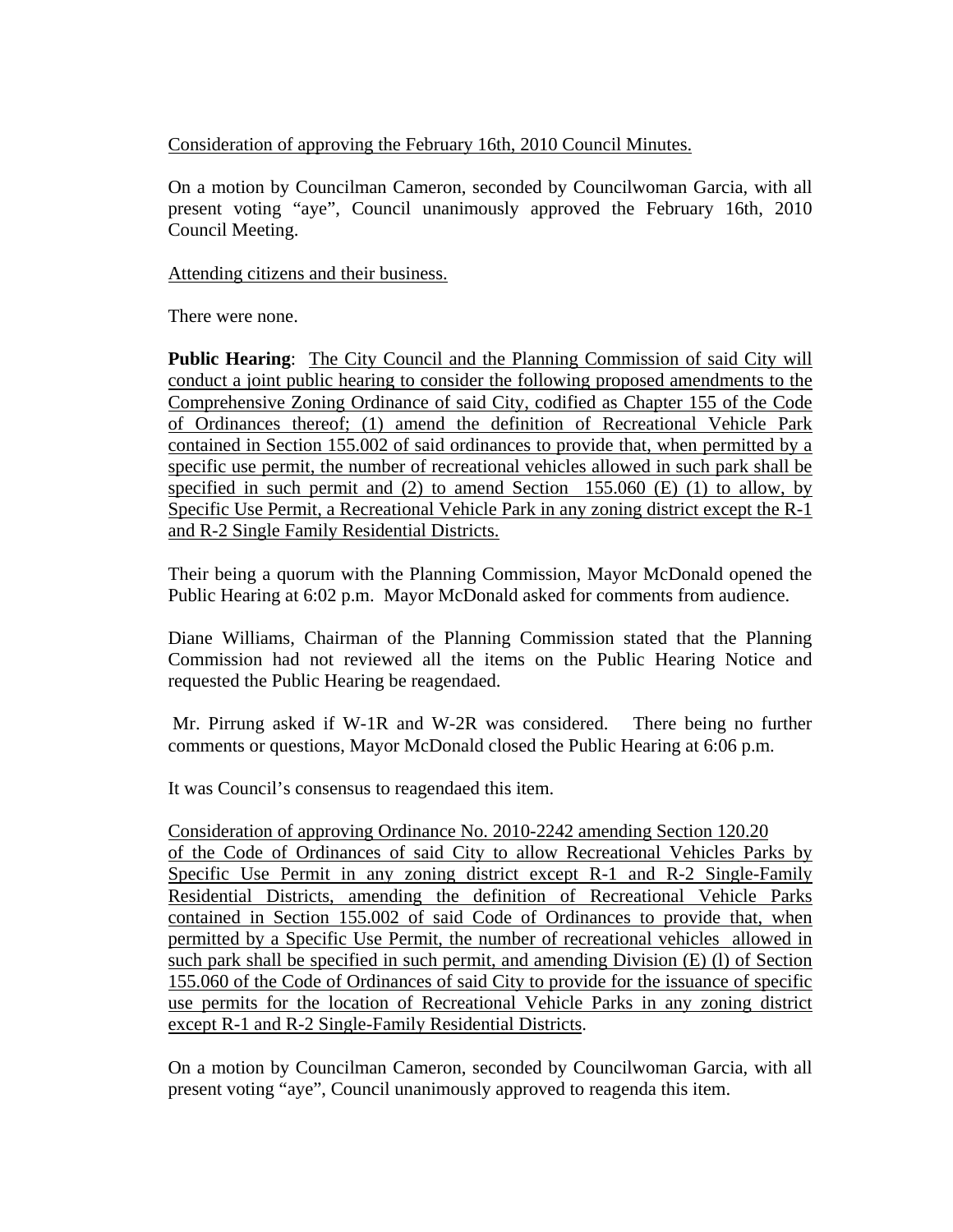Consideration of approving the February 16th, 2010 Council Minutes.

On a motion by Councilman Cameron, seconded by Councilwoman Garcia, with all present voting "aye", Council unanimously approved the February 16th, 2010 Council Meeting.

Attending citizens and their business.

There were none.

**Public Hearing**: The City Council and the Planning Commission of said City will conduct a joint public hearing to consider the following proposed amendments to the Comprehensive Zoning Ordinance of said City, codified as Chapter 155 of the Code of Ordinances thereof; (1) amend the definition of Recreational Vehicle Park contained in Section 155.002 of said ordinances to provide that, when permitted by a specific use permit, the number of recreational vehicles allowed in such park shall be specified in such permit and (2) to amend Section 155.060 (E) (1) to allow, by Specific Use Permit, a Recreational Vehicle Park in any zoning district except the R-1 and R-2 Single Family Residential Districts.

Their being a quorum with the Planning Commission, Mayor McDonald opened the Public Hearing at 6:02 p.m. Mayor McDonald asked for comments from audience.

Diane Williams, Chairman of the Planning Commission stated that the Planning Commission had not reviewed all the items on the Public Hearing Notice and requested the Public Hearing be reagendaed.

Mr. Pirrung asked if W-1R and W-2R was considered. There being no further comments or questions, Mayor McDonald closed the Public Hearing at 6:06 p.m.

It was Council's consensus to reagendaed this item.

Consideration of approving Ordinance No. 2010-2242 amending Section 120.20 of the Code of Ordinances of said City to allow Recreational Vehicles Parks by Specific Use Permit in any zoning district except R-1 and R-2 Single-Family Residential Districts, amending the definition of Recreational Vehicle Parks contained in Section 155.002 of said Code of Ordinances to provide that, when permitted by a Specific Use Permit, the number of recreational vehicles allowed in such park shall be specified in such permit, and amending Division (E) (l) of Section 155.060 of the Code of Ordinances of said City to provide for the issuance of specific use permits for the location of Recreational Vehicle Parks in any zoning district except R-1 and R-2 Single-Family Residential Districts.

On a motion by Councilman Cameron, seconded by Councilwoman Garcia, with all present voting "aye", Council unanimously approved to reagenda this item.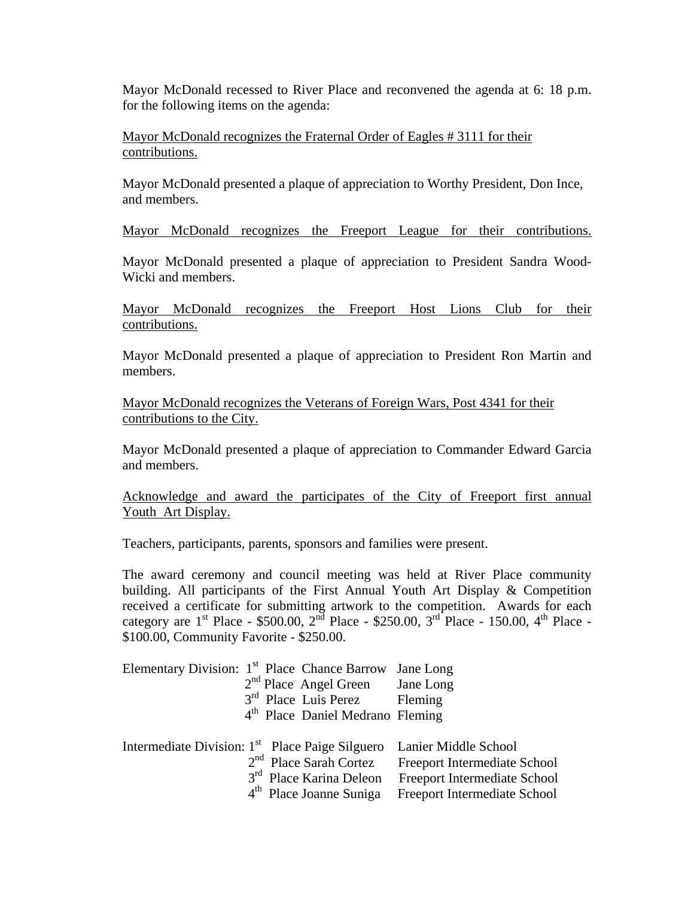Mayor McDonald recessed to River Place and reconvened the agenda at 6: 18 p.m. for the following items on the agenda:

<u>Mayor McDonald recognizes the Fraternal Order of Eagles # 3111 for their contributions.</u>

Mayor McDonald presented a plaque of appreciation to Worthy President, Don Ince, and members.

<u>Mayor McDonald recognizes the Freeport League for their contributions.</u>

Mayor McDonald presented a plaque of appreciation to President Sandra Wood-Wicki and members.

<u>Mayor McDonald recognizes the Freeport Host Lions Club for their contributions.</u>

Mayor McDonald presented a plaque of appreciation to President Ron Martin and members.

<u>Mayor McDonald recognizes the Veterans of Foreign Wars, Post 4341 for their contributions to the City.</u>

Mayor McDonald presented a plaque of appreciation to Commander Edward Garcia and members.

<u>Acknowledge and award the participates of the City of Freeport first annual Youth Art Display.</u>

Teachers, participants, parents, sponsors and families were present.

The award ceremony and council meeting was held at River Place community building. All participants of the First Annual Youth Art Display & Competition received a certificate for submitting artwork to the competition. Awards for each category are 1st Place - $500.00, 2nd Place - $250.00, 3rd Place - 150.00, 4th Place - $100.00, Community Favorite - $250.00.

| Division | Place | Name | School |
|---|---|---|---|
| Elementary Division: | 1st Place | Chance Barrow | Jane Long |
| | 2nd Place | Angel Green | Jane Long |
| | 3rd Place | Luis Perez | Fleming |
| | 4th Place | Daniel Medrano | Fleming |
| Intermediate Division: | 1st Place | Paige Silguero | Lanier Middle School |
| | 2nd Place | Sarah Cortez | Freeport Intermediate School |
| | 3rd Place | Karina Deleon | Freeport Intermediate School |
| | 4th Place | Joanne Suniga | Freeport Intermediate School |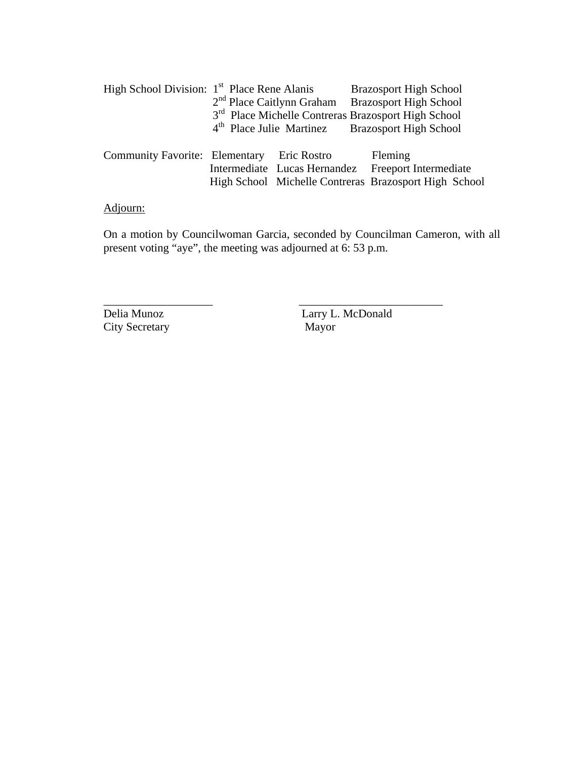High School Division: 1st Place Rene Alanis Brazosport High School
2nd Place Caitlynn Graham Brazosport High School
3rd Place Michelle Contreras Brazosport High School
4th Place Julie Martinez Brazosport High School

| | | | |
|---|---|---|---|
| High School Division: | 1st Place | Rene Alanis | Brazosport High School |
| | 2nd Place | Caitlynn Graham | Brazosport High School |
| | 3rd Place | Michelle Contreras | Brazosport High School |
| | 4th Place | Julie Martinez | Brazosport High School |

| | | | |
|---|---|---|---|
| Community Favorite: | Elementary | Eric Rostro | Fleming |
| | Intermediate | Lucas Hernandez | Freeport Intermediate |
| | High School | Michelle Contreras | Brazosport High School |

<u>Adjourn:</u>

On a motion by Councilwoman Garcia, seconded by Councilman Cameron, with all present voting "aye", the meeting was adjourned at 6: 53 p.m.

\_\_\_\_\_\_\_\_\_\_\_\_\_\_\_\_\_\_\_\_ \_\_\_\_\_\_\_\_\_\_\_\_\_\_\_\_\_\_\_\_\_\_\_\_\_\_

Delia Munoz  
City Secretary

Larry L. McDonald  
Mayor